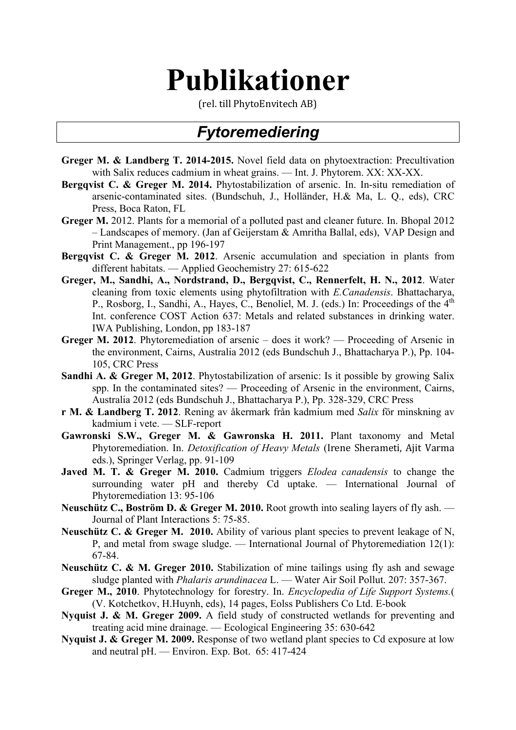# Publikationer

(rel. till PhytoEnvitech AB)

## *Fytoremediering*

**Greger M. & Landberg T. 2014-2015.** Novel field data on phytoextraction: Precultivation with Salix reduces cadmium in wheat grains. — Int. J. Phytorem. XX: XX-XX.

**Bergqvist C. & Greger M. 2014.** Phytostabilization of arsenic. In. In-situ remediation of arsenic-contaminated sites. (Bundschuh, J., Holländer, H.& Ma, L. Q., eds), CRC Press, Boca Raton, FL

**Greger M.** 2012. Plants for a memorial of a polluted past and cleaner future. In. Bhopal 2012 – Landscapes of memory. (Jan af Geijerstam & Amritha Ballal, eds), VAP Design and Print Management., pp 196-197

**Bergqvist C. & Greger M. 2012**. Arsenic accumulation and speciation in plants from different habitats. — Applied Geochemistry 27: 615-622

**Greger, M., Sandhi, A., Nordstrand, D., Bergqvist, C., Rennerfelt, H. N., 2012**. Water cleaning from toxic elements using phytofiltration with *E.Canadensis*. Bhattacharya, P., Rosborg, I., Sandhi, A., Hayes, C., Benoliel, M. J. (eds.) In: Proceedings of the 4th Int. conference COST Action 637: Metals and related substances in drinking water. IWA Publishing, London, pp 183-187

**Greger M. 2012**. Phytoremediation of arsenic – does it work? — Proceeding of Arsenic in the environment, Cairns, Australia 2012 (eds Bundschuh J., Bhattacharya P.), Pp. 104-105, CRC Press

**Sandhi A. & Greger M, 2012**. Phytostabilization of arsenic: Is it possible by growing Salix spp. In the contaminated sites? — Proceeding of Arsenic in the environment, Cairns, Australia 2012 (eds Bundschuh J., Bhattacharya P.), Pp. 328-329, CRC Press

**r M. & Landberg T. 2012**. Rening av åkermark från kadmium med *Salix* för minskning av kadmium i vete. — SLF-report

**Gawronski S.W., Greger M. & Gawronska H. 2011.** Plant taxonomy and Metal Phytoremediation. In. *Detoxification of Heavy Metals* (Irene Sherameti, Ajit Varma eds.), Springer Verlag, pp. 91-109

**Javed M. T. & Greger M. 2010.** Cadmium triggers *Elodea canadensis* to change the surrounding water pH and thereby Cd uptake. — International Journal of Phytoremediation 13: 95-106

**Neuschütz C., Boström D. & Greger M. 2010.** Root growth into sealing layers of fly ash. — Journal of Plant Interactions 5: 75-85.

**Neuschütz C. & Greger M. 2010.** Ability of various plant species to prevent leakage of N, P, and metal from swage sludge. — International Journal of Phytoremediation 12(1): 67-84.

**Neuschütz C. & M. Greger 2010.** Stabilization of mine tailings using fly ash and sewage sludge planted with *Phalaris arundinacea* L. — Water Air Soil Pollut. 207: 357-367.

**Greger M., 2010**. Phytotechnology for forestry. In. *Encyclopedia of Life Support Systems.*( (V. Kotchetkov, H.Huynh, eds), 14 pages, Eolss Publishers Co Ltd. E-book

**Nyquist J. & M. Greger 2009.** A field study of constructed wetlands for preventing and treating acid mine drainage. — Ecological Engineering 35: 630-642

**Nyquist J. & Greger M. 2009.** Response of two wetland plant species to Cd exposure at low and neutral pH. — Environ. Exp. Bot. 65: 417-424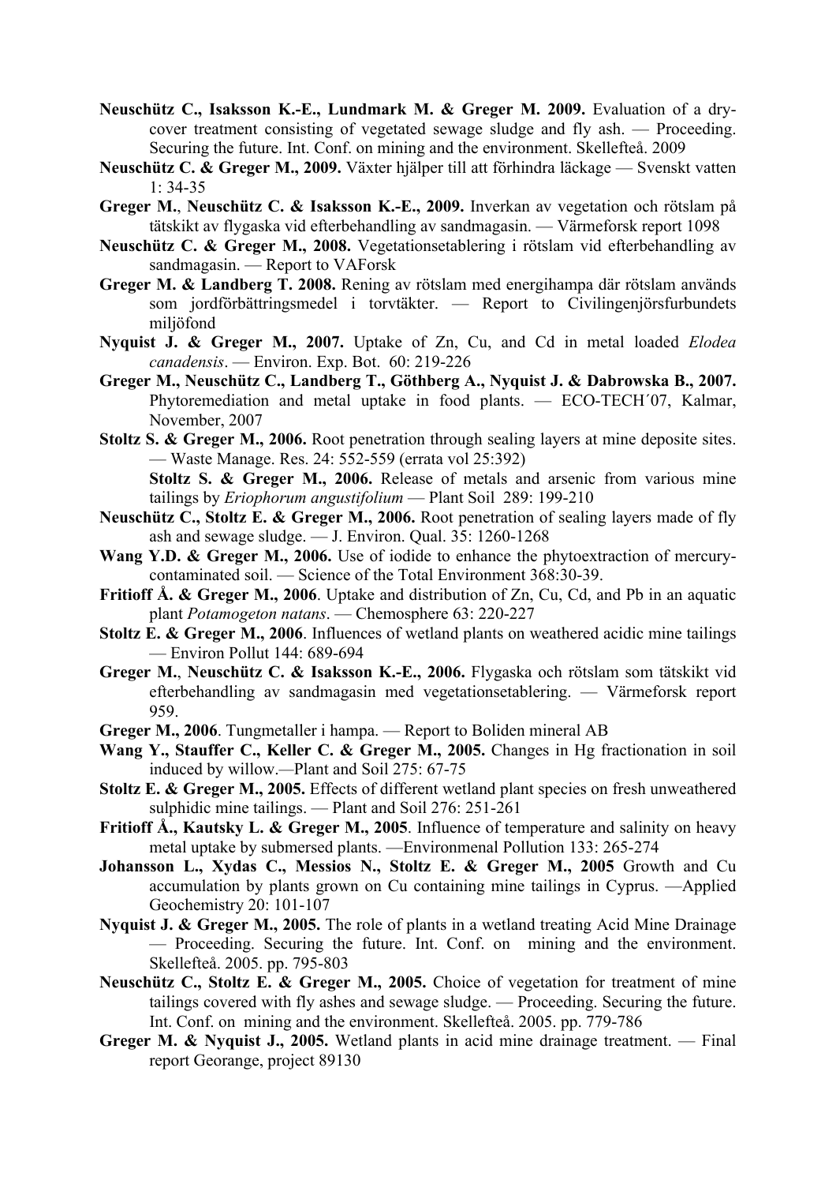**Neuschütz C., Isaksson K.-E., Lundmark M. & Greger M. 2009.** Evaluation of a dry-cover treatment consisting of vegetated sewage sludge and fly ash. — Proceeding. Securing the future. Int. Conf. on mining and the environment. Skellefteå. 2009

**Neuschütz C. & Greger M., 2009.** Växter hjälper till att förhindra läckage — Svenskt vatten 1: 34-35

**Greger M.**, **Neuschütz C. & Isaksson K.-E., 2009.** Inverkan av vegetation och rötslam på tätskikt av flygaska vid efterbehandling av sandmagasin. — Värmeforsk report 1098

**Neuschütz C. & Greger M., 2008.** Vegetationsetablering i rötslam vid efterbehandling av sandmagasin. — Report to VAForsk

**Greger M. & Landberg T. 2008.** Rening av rötslam med energihampa där rötslam används som jordförbättringsmedel i torvtäkter. — Report to Civilingenjörsfurbundets miljöfond

**Nyquist J. & Greger M., 2007.** Uptake of Zn, Cu, and Cd in metal loaded *Elodea canadensis*. — Environ. Exp. Bot. 60: 219-226

**Greger M., Neuschütz C., Landberg T., Göthberg A., Nyquist J. & Dabrowska B., 2007.** Phytoremediation and metal uptake in food plants. — ECO-TECH´07, Kalmar, November, 2007

**Stoltz S. & Greger M., 2006.** Root penetration through sealing layers at mine deposite sites. — Waste Manage. Res. 24: 552-559 (errata vol 25:392)

**Stoltz S. & Greger M., 2006.** Release of metals and arsenic from various mine tailings by *Eriophorum angustifolium* — Plant Soil 289: 199-210

**Neuschütz C., Stoltz E. & Greger M., 2006.** Root penetration of sealing layers made of fly ash and sewage sludge. — J. Environ. Qual. 35: 1260-1268

**Wang Y.D. & Greger M., 2006.** Use of iodide to enhance the phytoextraction of mercury-contaminated soil. — Science of the Total Environment 368:30-39.

**Fritioff Å. & Greger M., 2006**. Uptake and distribution of Zn, Cu, Cd, and Pb in an aquatic plant *Potamogeton natans*. — Chemosphere 63: 220-227

**Stoltz E. & Greger M., 2006**. Influences of wetland plants on weathered acidic mine tailings — Environ Pollut 144: 689-694

**Greger M.**, **Neuschütz C. & Isaksson K.-E., 2006.** Flygaska och rötslam som tätskikt vid efterbehandling av sandmagasin med vegetationsetablering. — Värmeforsk report 959.

**Greger M., 2006**. Tungmetaller i hampa. — Report to Boliden mineral AB

**Wang Y., Stauffer C., Keller C. & Greger M., 2005.** Changes in Hg fractionation in soil induced by willow.—Plant and Soil 275: 67-75

**Stoltz E. & Greger M., 2005.** Effects of different wetland plant species on fresh unweathered sulphidic mine tailings. — Plant and Soil 276: 251-261

**Fritioff Å., Kautsky L. & Greger M., 2005**. Influence of temperature and salinity on heavy metal uptake by submersed plants. —Environmenal Pollution 133: 265-274

**Johansson L., Xydas C., Messios N., Stoltz E. & Greger M., 2005** Growth and Cu accumulation by plants grown on Cu containing mine tailings in Cyprus. —Applied Geochemistry 20: 101-107

**Nyquist J. & Greger M., 2005.** The role of plants in a wetland treating Acid Mine Drainage — Proceeding. Securing the future. Int. Conf. on mining and the environment. Skellefteå. 2005. pp. 795-803

**Neuschütz C., Stoltz E. & Greger M., 2005.** Choice of vegetation for treatment of mine tailings covered with fly ashes and sewage sludge. — Proceeding. Securing the future. Int. Conf. on mining and the environment. Skellefteå. 2005. pp. 779-786

**Greger M. & Nyquist J., 2005.** Wetland plants in acid mine drainage treatment. — Final report Georange, project 89130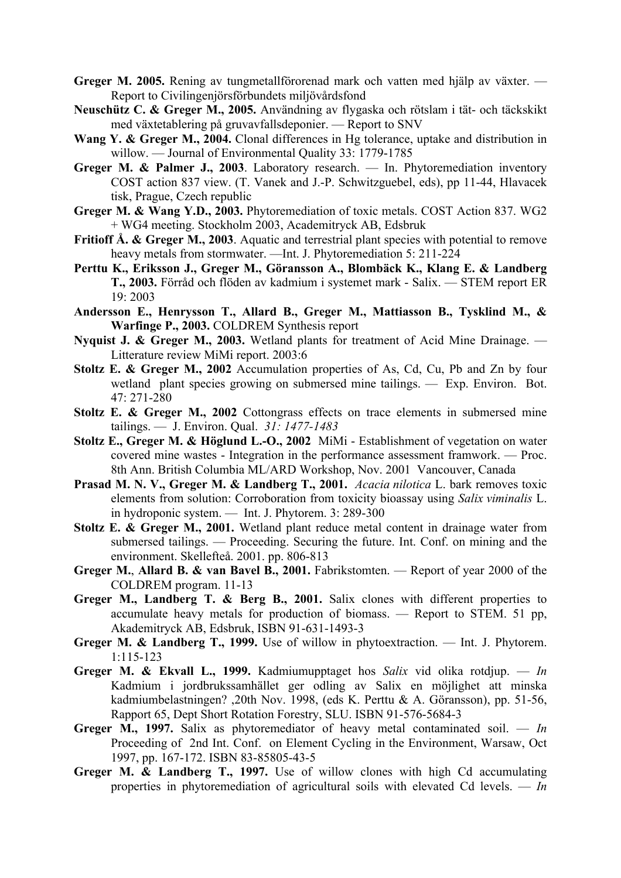**Greger M. 2005.** Rening av tungmetallförorenad mark och vatten med hjälp av växter. — Report to Civilingenjörsförbundets miljövårdsfond

**Neuschütz C. & Greger M., 2005.** Användning av flygaska och rötslam i tät- och täckskikt med växtetablering på gruvavfallsdeponier. — Report to SNV

**Wang Y. & Greger M., 2004.** Clonal differences in Hg tolerance, uptake and distribution in willow. — Journal of Environmental Quality 33: 1779-1785

**Greger M. & Palmer J., 2003**. Laboratory research. — In. Phytoremediation inventory COST action 837 view. (T. Vanek and J.-P. Schwitzguebel, eds), pp 11-44, Hlavacek tisk, Prague, Czech republic

**Greger M. & Wang Y.D., 2003.** Phytoremediation of toxic metals. COST Action 837. WG2 + WG4 meeting. Stockholm 2003, Academitryck AB, Edsbruk

**Fritioff Å. & Greger M., 2003**. Aquatic and terrestrial plant species with potential to remove heavy metals from stormwater. —Int. J. Phytoremediation 5: 211-224

**Perttu K., Eriksson J., Greger M., Göransson A., Blombäck K., Klang E. & Landberg T., 2003.** Förråd och flöden av kadmium i systemet mark - Salix. — STEM report ER 19: 2003

**Andersson E., Henrysson T., Allard B., Greger M., Mattiasson B., Tysklind M., & Warfinge P., 2003.** COLDREM Synthesis report

**Nyquist J. & Greger M., 2003.** Wetland plants for treatment of Acid Mine Drainage. — Litterature review MiMi report. 2003:6

**Stoltz E. & Greger M., 2002** Accumulation properties of As, Cd, Cu, Pb and Zn by four wetland plant species growing on submersed mine tailings. — Exp. Environ. Bot. 47: 271-280

**Stoltz E. & Greger M., 2002** Cottongrass effects on trace elements in submersed mine tailings. — J. Environ. Qual. *31: 1477-1483*

**Stoltz E., Greger M. & Höglund L.-O., 2002** MiMi - Establishment of vegetation on water covered mine wastes - Integration in the performance assessment framwork. — Proc. 8th Ann. British Columbia ML/ARD Workshop, Nov. 2001 Vancouver, Canada

**Prasad M. N. V., Greger M. & Landberg T., 2001.** *Acacia nilotica* L. bark removes toxic elements from solution: Corroboration from toxicity bioassay using *Salix viminalis* L. in hydroponic system. — Int. J. Phytorem. 3: 289-300

**Stoltz E. & Greger M., 2001.** Wetland plant reduce metal content in drainage water from submersed tailings. — Proceeding. Securing the future. Int. Conf. on mining and the environment. Skellefteå. 2001. pp. 806-813

**Greger M.**, **Allard B. & van Bavel B., 2001.** Fabrikstomten. — Report of year 2000 of the COLDREM program. 11-13

**Greger M., Landberg T. & Berg B., 2001.** Salix clones with different properties to accumulate heavy metals for production of biomass. — Report to STEM. 51 pp, Akademitryck AB, Edsbruk, ISBN 91-631-1493-3

**Greger M. & Landberg T., 1999.** Use of willow in phytoextraction. — Int. J. Phytorem. 1:115-123

**Greger M. & Ekvall L., 1999.** Kadmiumupptaget hos *Salix* vid olika rotdjup. — *In* Kadmium i jordbrukssamhället ger odling av Salix en möjlighet att minska kadmiumbelastningen? ,20th Nov. 1998, (eds K. Perttu & A. Göransson), pp. 51-56, Rapport 65, Dept Short Rotation Forestry, SLU. ISBN 91-576-5684-3

**Greger M., 1997.** Salix as phytoremediator of heavy metal contaminated soil. — *In* Proceeding of 2nd Int. Conf. on Element Cycling in the Environment, Warsaw, Oct 1997, pp. 167-172. ISBN 83-85805-43-5

**Greger M. & Landberg T., 1997.** Use of willow clones with high Cd accumulating properties in phytoremediation of agricultural soils with elevated Cd levels. — *In*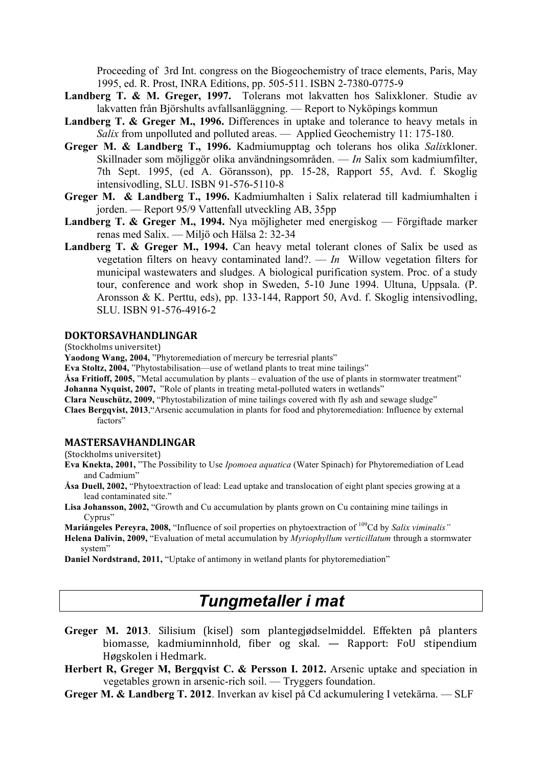Proceeding of 3rd Int. congress on the Biogeochemistry of trace elements, Paris, May 1995, ed. R. Prost, INRA Editions, pp. 505-511. ISBN 2-7380-0775-9

**Landberg T. & M. Greger, 1997.** Tolerans mot lakvatten hos Salixkloner. Studie av lakvatten från Björshults avfallsanläggning. — Report to Nyköpings kommun

**Landberg T. & Greger M., 1996.** Differences in uptake and tolerance to heavy metals in *Salix* from unpolluted and polluted areas. — Applied Geochemistry 11: 175-180.

**Greger M. & Landberg T., 1996.** Kadmiumupptag och tolerans hos olika *Salix*kloner. Skillnader som möjliggör olika användningsområden. — *In* Salix som kadmiumfilter, 7th Sept. 1995, (ed A. Göransson), pp. 15-28, Rapport 55, Avd. f. Skoglig intensivodling, SLU. ISBN 91-576-5110-8

**Greger M. & Landberg T., 1996.** Kadmiumhalten i Salix relaterad till kadmiumhalten i jorden. — Report 95/9 Vattenfall utveckling AB, 35pp

**Landberg T. & Greger M., 1994.** Nya möjligheter med energiskog — Förgiftade marker renas med Salix. — Miljö och Hälsa 2: 32-34

**Landberg T. & Greger M., 1994.** Can heavy metal tolerant clones of Salix be used as vegetation filters on heavy contaminated land?. — *In* Willow vegetation filters for municipal wastewaters and sludges. A biological purification system. Proc. of a study tour, conference and work shop in Sweden, 5-10 June 1994. Ultuna, Uppsala. (P. Aronsson & K. Perttu, eds), pp. 133-144, Rapport 50, Avd. f. Skoglig intensivodling, SLU. ISBN 91-576-4916-2

### DOKTORSAVHANDLINGAR

(Stockholms universitet)

**Yaodong Wang, 2004,** ”Phytoremediation of mercury be terresrial plants”

**Eva Stoltz, 2004,** ”Phytostabilisation—use of wetland plants to treat mine tailings”

**Åsa Fritioff, 2005,** ”Metal accumulation by plants – evaluation of the use of plants in stormwater treatment”

**Johanna Nyquist, 2007,** ”Role of plants in treating metal-polluted waters in wetlands”

**Clara Neuschütz, 2009,** “Phytostabilization of mine tailings covered with fly ash and sewage sludge”

**Claes Bergqvist, 2013**,“Arsenic accumulation in plants for food and phytoremediation: Influence by external factors”

### MASTERSAVHANDLINGAR

(Stockholms universitet)

**Eva Knekta, 2001,** ”The Possibility to Use *Ipomoea aquatica* (Water Spinach) for Phytoremediation of Lead and Cadmium”

**Åsa Duell, 2002,** “Phytoextraction of lead: Lead uptake and translocation of eight plant species growing at a lead contaminated site.”

**Lisa Johansson, 2002,** “Growth and Cu accumulation by plants grown on Cu containing mine tailings in Cyprus”

**Mariángeles Pereyra, 2008,** “Influence of soil properties on phytoextraction of $^{109}$Cd by *Salix viminalis”*

**Helena Dalivin, 2009,** “Evaluation of metal accumulation by *Myriophyllum verticillatum* through a stormwater system”

**Daniel Nordstrand, 2011,** “Uptake of antimony in wetland plants for phytoremediation”

## *Tungmetaller i mat*

**Greger M. 2013**. Silisium (kisel) som plantegjødselmiddel. Effekten på planters biomasse, kadmiuminnhold, fiber og skal. — Rapport: FoU stipendium Høgskolen i Hedmark.

**Herbert R, Greger M, Bergqvist C. & Persson I. 2012.** Arsenic uptake and speciation in vegetables grown in arsenic-rich soil. — Tryggers foundation.

**Greger M. & Landberg T. 2012**. Inverkan av kisel på Cd ackumulering I vetekärna. — SLF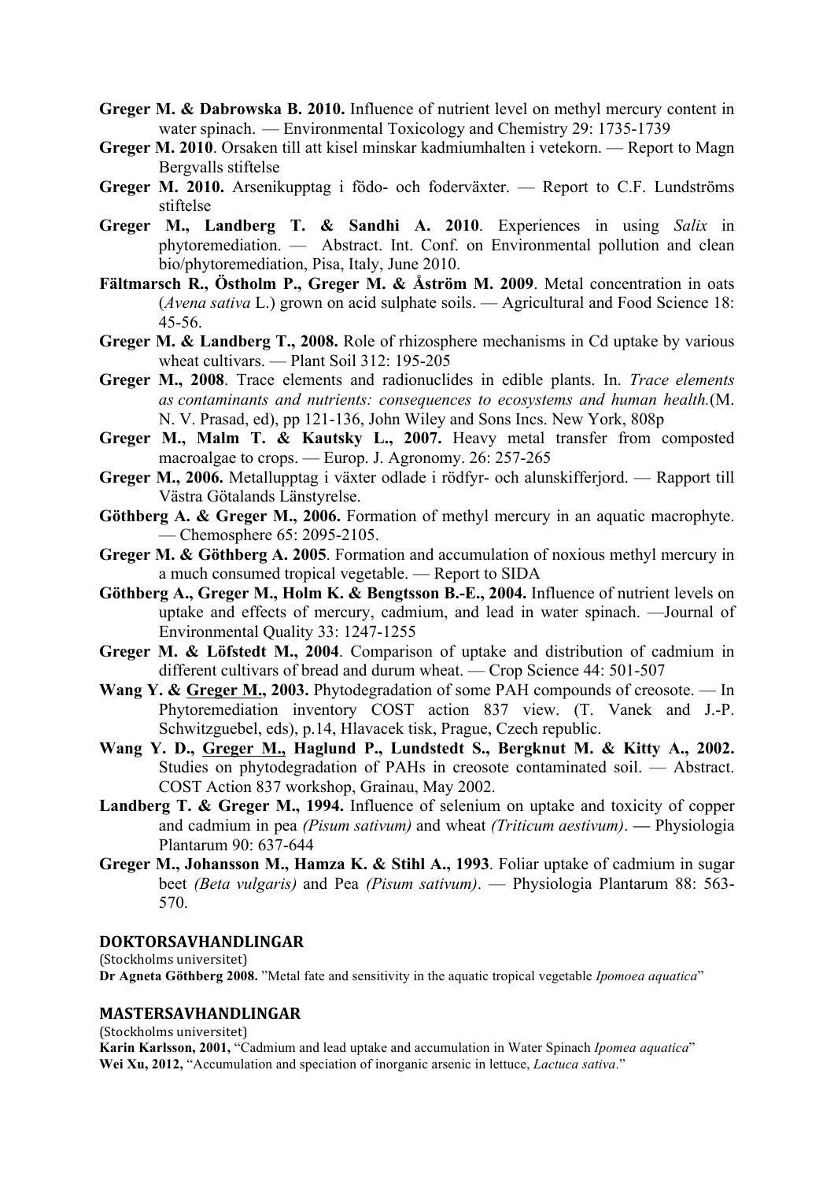**Greger M. & Dabrowska B. 2010.** Influence of nutrient level on methyl mercury content in water spinach. — Environmental Toxicology and Chemistry 29: 1735-1739

**Greger M. 2010**. Orsaken till att kisel minskar kadmiumhalten i vetekorn. — Report to Magn Bergvalls stiftelse

**Greger M. 2010.** Arsenikupptag i födo- och foderväxter. — Report to C.F. Lundströms stiftelse

**Greger M., Landberg T. & Sandhi A. 2010**. Experiences in using *Salix* in phytoremediation. — Abstract. Int. Conf. on Environmental pollution and clean bio/phytoremediation, Pisa, Italy, June 2010.

**Fältmarsch R., Östholm P., Greger M. & Åström M. 2009**. Metal concentration in oats (*Avena sativa* L.) grown on acid sulphate soils. — Agricultural and Food Science 18: 45-56.

**Greger M. & Landberg T., 2008.** Role of rhizosphere mechanisms in Cd uptake by various wheat cultivars. — Plant Soil 312: 195-205

**Greger M., 2008**. Trace elements and radionuclides in edible plants. In. *Trace elements as contaminants and nutrients: consequences to ecosystems and human health.*(M. N. V. Prasad, ed), pp 121-136, John Wiley and Sons Incs. New York, 808p

**Greger M., Malm T. & Kautsky L., 2007.** Heavy metal transfer from composted macroalgae to crops. — Europ. J. Agronomy. 26: 257-265

**Greger M., 2006.** Metallupptag i växter odlade i rödfyr- och alunskifferjord. — Rapport till Västra Götalands Länstyrelse.

**Göthberg A. & Greger M., 2006.** Formation of methyl mercury in an aquatic macrophyte. — Chemosphere 65: 2095-2105.

**Greger M. & Göthberg A. 2005**. Formation and accumulation of noxious methyl mercury in a much consumed tropical vegetable. — Report to SIDA

**Göthberg A., Greger M., Holm K. & Bengtsson B.-E., 2004.** Influence of nutrient levels on uptake and effects of mercury, cadmium, and lead in water spinach. —Journal of Environmental Quality 33: 1247-1255

**Greger M. & Löfstedt M., 2004**. Comparison of uptake and distribution of cadmium in different cultivars of bread and durum wheat. — Crop Science 44: 501-507

**Wang Y. & Greger M., 2003.** Phytodegradation of some PAH compounds of creosote. — In Phytoremediation inventory COST action 837 view. (T. Vanek and J.-P. Schwitzguebel, eds), p.14, Hlavacek tisk, Prague, Czech republic.

**Wang Y. D., Greger M., Haglund P., Lundstedt S., Bergknut M. & Kitty A., 2002.** Studies on phytodegradation of PAHs in creosote contaminated soil. — Abstract. COST Action 837 workshop, Grainau, May 2002.

**Landberg T. & Greger M., 1994.** Influence of selenium on uptake and toxicity of copper and cadmium in pea *(Pisum sativum)* and wheat *(Triticum aestivum)*. **—** Physiologia Plantarum 90: 637-644

**Greger M., Johansson M., Hamza K. & Stihl A., 1993**. Foliar uptake of cadmium in sugar beet *(Beta vulgaris)* and Pea *(Pisum sativum)*. — Physiologia Plantarum 88: 563-570.

## DOKTORSAVHANDLINGAR

(Stockholms universitet)

**Dr Agneta Göthberg 2008.** "Metal fate and sensitivity in the aquatic tropical vegetable *Ipomoea aquatica*"

## MASTERSAVHANDLINGAR

(Stockholms universitet)

**Karin Karlsson, 2001,** "Cadmium and lead uptake and accumulation in Water Spinach *Ipomea aquatica*"

**Wei Xu, 2012,** "Accumulation and speciation of inorganic arsenic in lettuce, *Lactuca sativa*."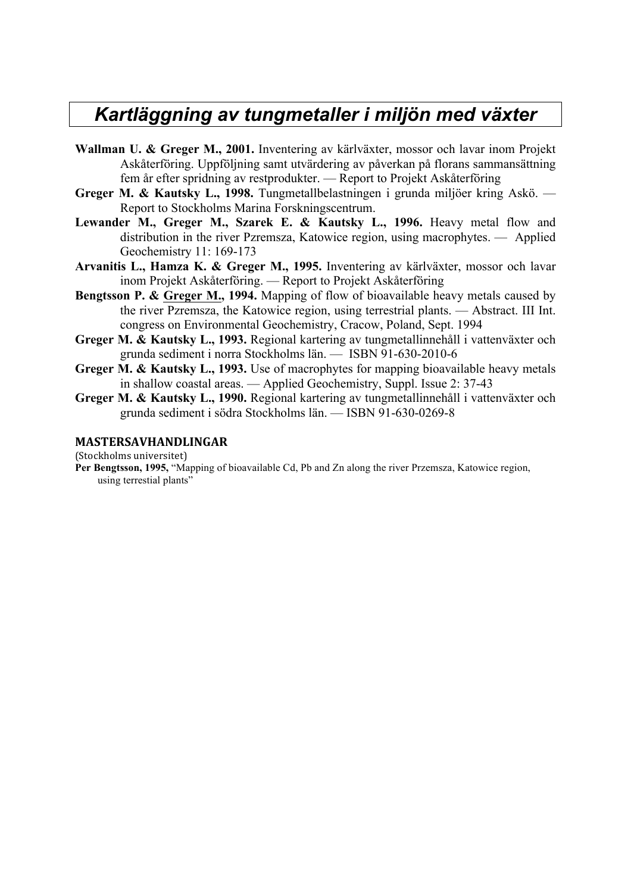# *Kartläggning av tungmetaller i miljön med växter*

**Wallman U. & Greger M., 2001.** Inventering av kärlväxter, mossor och lavar inom Projekt Askåterföring. Uppföljning samt utvärdering av påverkan på florans sammansättning fem år efter spridning av restprodukter. — Report to Projekt Askåterföring

**Greger M. & Kautsky L., 1998.** Tungmetallbelastningen i grunda miljöer kring Askö. — Report to Stockholms Marina Forskningscentrum.

**Lewander M., Greger M., Szarek E. & Kautsky L., 1996.** Heavy metal flow and distribution in the river Pzremsza, Katowice region, using macrophytes. — Applied Geochemistry 11: 169-173

**Arvanitis L., Hamza K. & Greger M., 1995.** Inventering av kärlväxter, mossor och lavar inom Projekt Askåterföring. — Report to Projekt Askåterföring

**Bengtsson P. & Greger M., 1994.** Mapping of flow of bioavailable heavy metals caused by the river Pzremsza, the Katowice region, using terrestrial plants. — Abstract. III Int. congress on Environmental Geochemistry, Cracow, Poland, Sept. 1994

**Greger M. & Kautsky L., 1993.** Regional kartering av tungmetallinnehåll i vattenväxter och grunda sediment i norra Stockholms län. — ISBN 91-630-2010-6

**Greger M. & Kautsky L., 1993.** Use of macrophytes for mapping bioavailable heavy metals in shallow coastal areas. — Applied Geochemistry, Suppl. Issue 2: 37-43

**Greger M. & Kautsky L., 1990.** Regional kartering av tungmetallinnehåll i vattenväxter och grunda sediment i södra Stockholms län. — ISBN 91-630-0269-8

### MASTERSAVHANDLINGAR

(Stockholms universitet)

**Per Bengtsson, 1995,** "Mapping of bioavailable Cd, Pb and Zn along the river Przemsza, Katowice region, using terrestial plants"